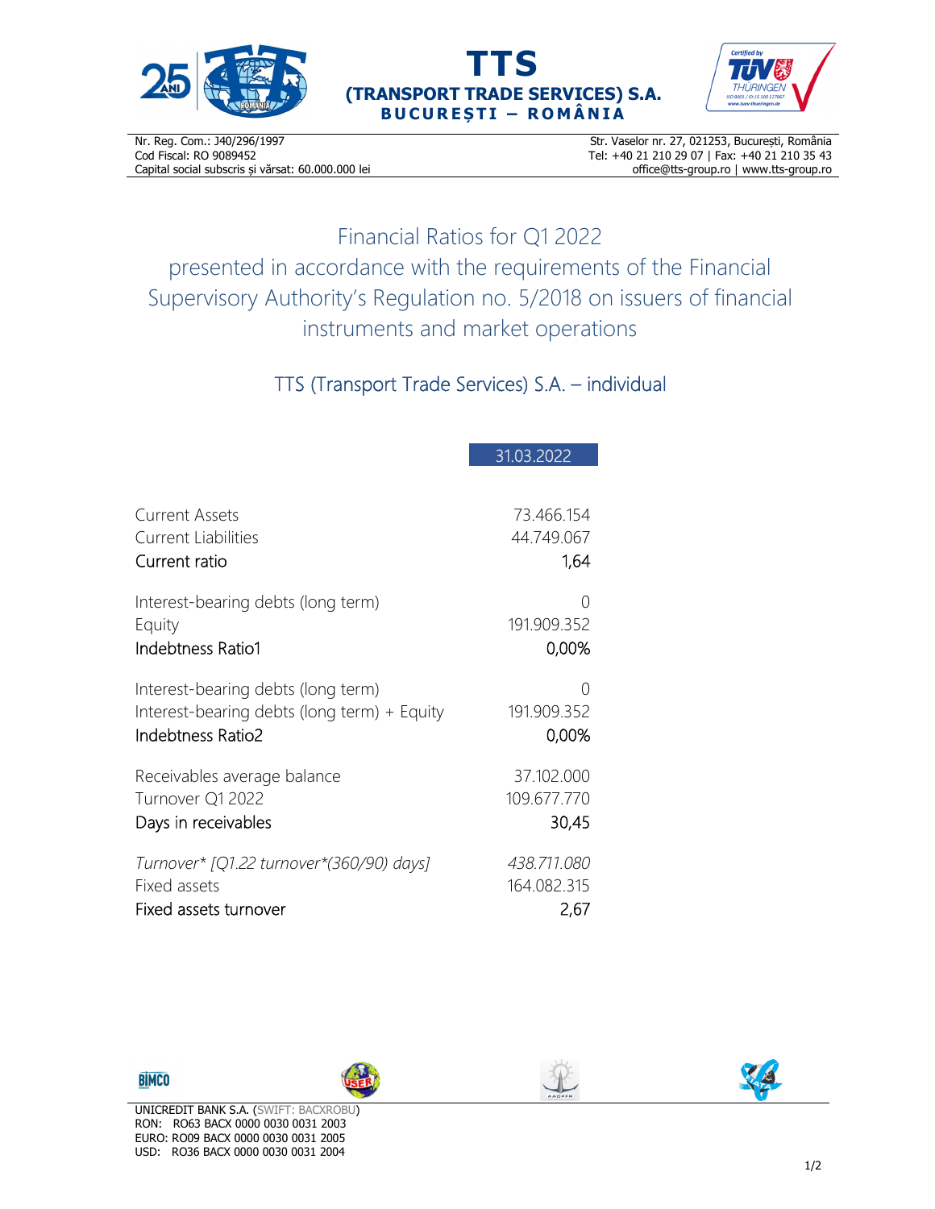**TTS**

**(TRANSPORT TRADE SERVICES) S.A.**

**BUCUREȘTI – ROMÂNIA**

Nr. Reg. Com.: J40/296/1997
Cod Fiscal: RO 9089452
Capital social subscris și vărsat: 60.000.000 lei

Str. Vaselor nr. 27, 021253, București, România
Tel: +40 21 210 29 07 | Fax: +40 21 210 35 43
office@tts-group.ro | www.tts-group.ro

# Financial Ratios for Q1 2022
# presented in accordance with the requirements of the Financial Supervisory Authority's Regulation no. 5/2018 on issuers of financial instruments and market operations

## TTS (Transport Trade Services) S.A. – individual

| | 31.03.2022 |
|---|---|
| Current Assets | 73.466.154 |
| Current Liabilities | 44.749.067 |
| Current ratio | 1,64 |
| | |
| Interest-bearing debts (long term) | 0 |
| Equity | 191.909.352 |
| Indebtness Ratio1 | 0,00% |
| | |
| Interest-bearing debts (long term) | 0 |
| Interest-bearing debts (long term) + Equity | 191.909.352 |
| Indebtness Ratio2 | 0,00% |
| | |
| Receivables average balance | 37.102.000 |
| Turnover Q1 2022 | 109.677.770 |
| Days in receivables | 30,45 |
| | |
| *Turnover* [Q1.22 turnover*(360/90) days]* | *438.711.080* |
| Fixed assets | 164.082.315 |
| Fixed assets turnover | 2,67 |

UNICREDIT BANK S.A. (SWIFT: BACXROBU)
RON: RO63 BACX 0000 0030 0031 2003
EURO: RO09 BACX 0000 0030 0031 2005
USD: RO36 BACX 0000 0030 0031 2004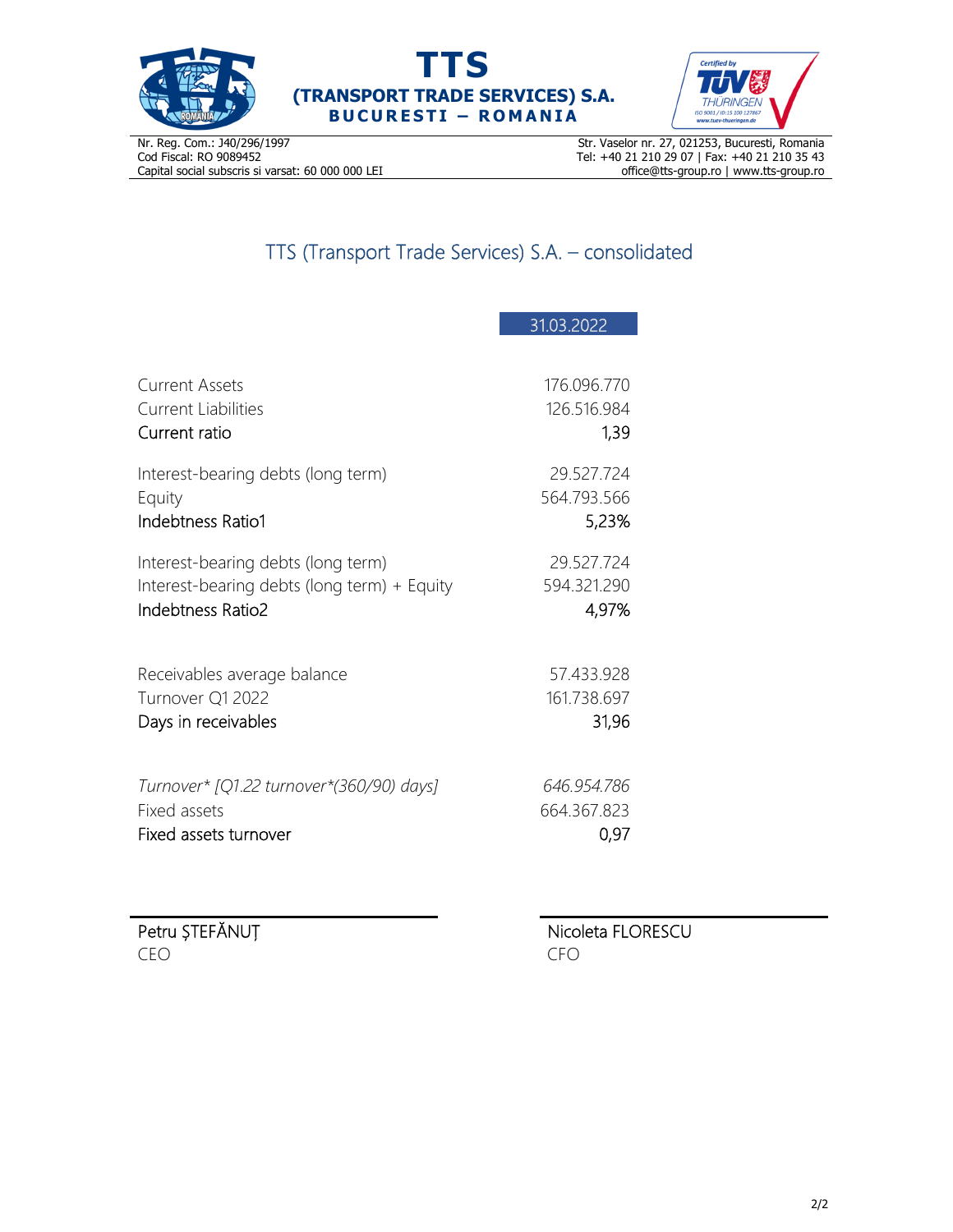# TTS

## (TRANSPORT TRADE SERVICES) S.A.

**BUCURESTI – ROMANIA**

Nr. Reg. Com.: J40/296/1997
Cod Fiscal: RO 9089452
Capital social subscris si varsat: 60 000 000 LEI

Str. Vaselor nr. 27, 021253, Bucuresti, Romania
Tel: +40 21 210 29 07 | Fax: +40 21 210 35 43
office@tts-group.ro | www.tts-group.ro

## TTS (Transport Trade Services) S.A. – consolidated

| | 31.03.2022 |
|---|---|
| Current Assets | 176.096.770 |
| Current Liabilities | 126.516.984 |
| Current ratio | 1,39 |
| | |
| Interest-bearing debts (long term) | 29.527.724 |
| Equity | 564.793.566 |
| Indebtness Ratio1 | 5,23% |
| | |
| Interest-bearing debts (long term) | 29.527.724 |
| Interest-bearing debts (long term) + Equity | 594.321.290 |
| Indebtness Ratio2 | 4,97% |
| | |
| Receivables average balance | 57.433.928 |
| Turnover Q1 2022 | 161.738.697 |
| Days in receivables | 31,96 |
| | |
| *Turnover* [Q1.22 turnover*(360/90) days]* | *646.954.786* |
| Fixed assets | 664.367.823 |
| Fixed assets turnover | 0,97 |

Petru ȘTEFĂNUȚ
CEO

Nicoleta FLORESCU
CFO